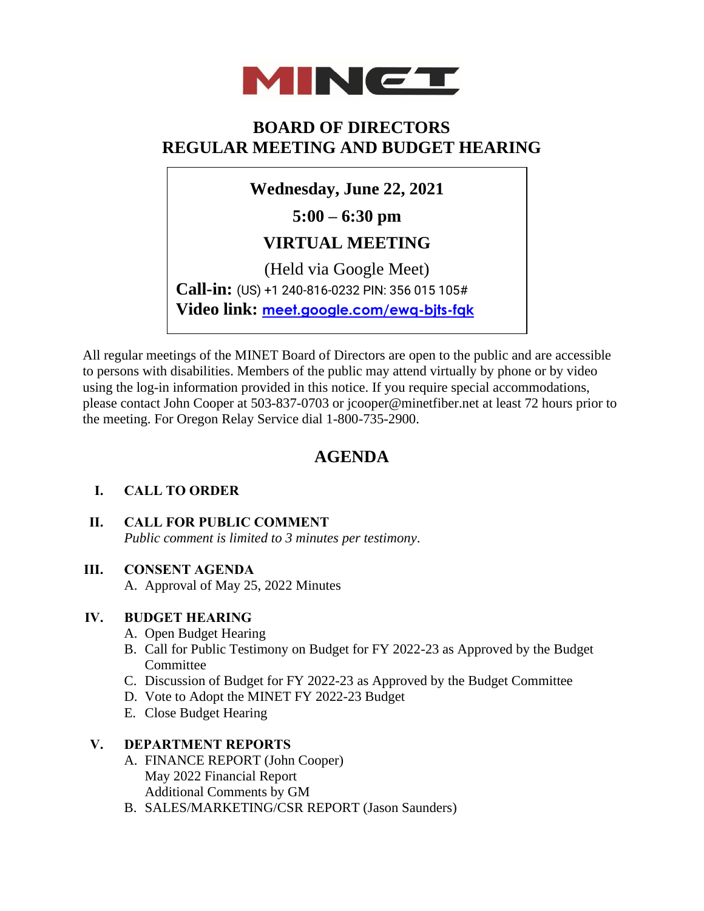# MINET

## BOARD OF DIRECTORS
## REGULAR MEETING AND BUDGET HEARING

**Wednesday, June 22, 2021**

**5:00 – 6:30 pm**

**VIRTUAL MEETING**

(Held via Google Meet)

**Call-in:** (US) +1 240-816-0232 PIN: 356 015 105#

**Video link:** [meet.google.com/ewq-bjts-fqk](meet.google.com/ewq-bjts-fqk)

All regular meetings of the MINET Board of Directors are open to the public and are accessible to persons with disabilities. Members of the public may attend virtually by phone or by video using the log-in information provided in this notice. If you require special accommodations, please contact John Cooper at 503-837-0703 or jcooper@minetfiber.net at least 72 hours prior to the meeting. For Oregon Relay Service dial 1-800-735-2900.

## AGENDA

**I. CALL TO ORDER**

**II. CALL FOR PUBLIC COMMENT**

*Public comment is limited to 3 minutes per testimony.*

**III. CONSENT AGENDA**

A. Approval of May 25, 2022 Minutes

**IV. BUDGET HEARING**

A. Open Budget Hearing
B. Call for Public Testimony on Budget for FY 2022-23 as Approved by the Budget Committee
C. Discussion of Budget for FY 2022-23 as Approved by the Budget Committee
D. Vote to Adopt the MINET FY 2022-23 Budget
E. Close Budget Hearing

**V. DEPARTMENT REPORTS**

A. FINANCE REPORT (John Cooper)
   May 2022 Financial Report
   Additional Comments by GM
B. SALES/MARKETING/CSR REPORT (Jason Saunders)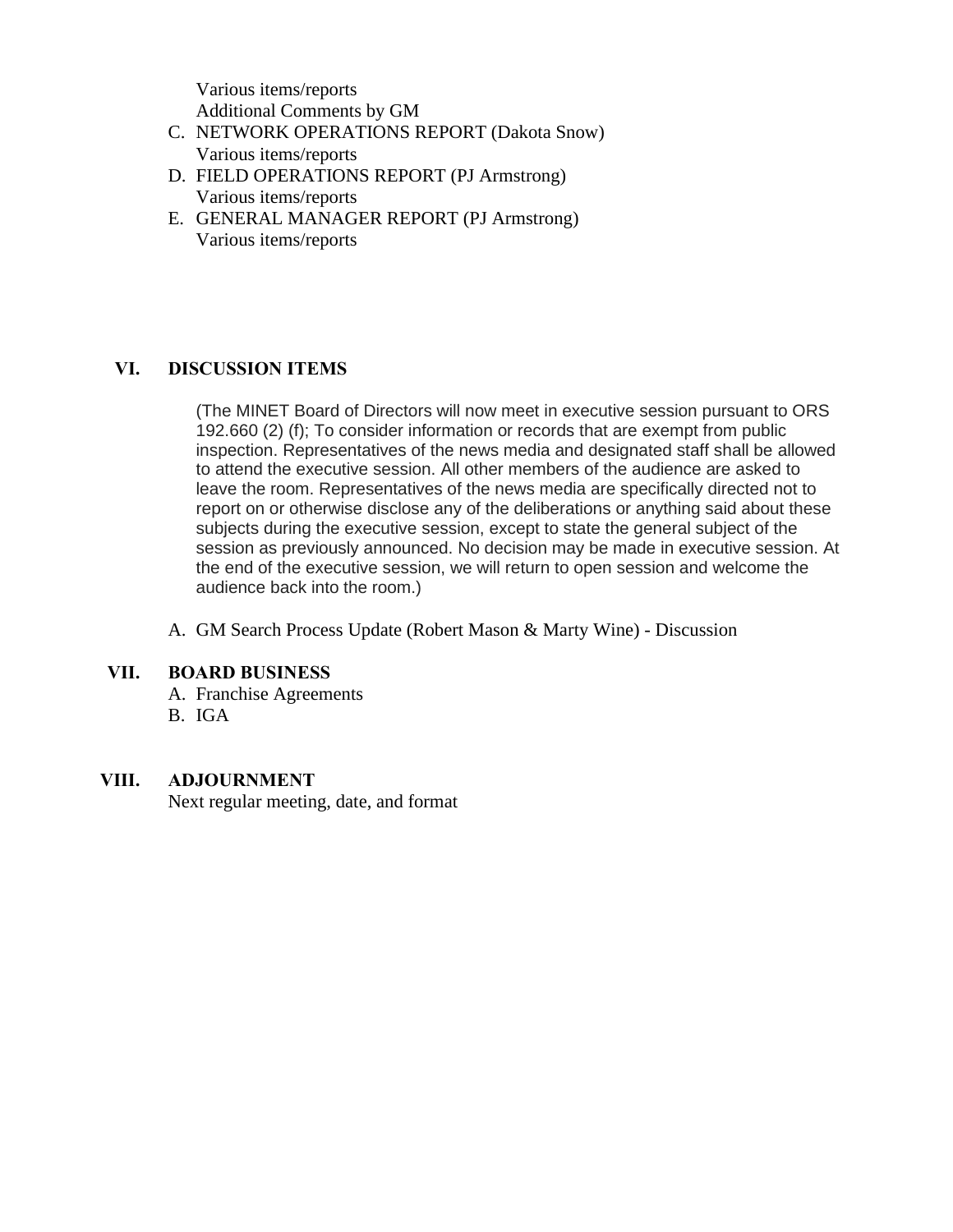Various items/reports
Additional Comments by GM

C. NETWORK OPERATIONS REPORT (Dakota Snow)
Various items/reports

D. FIELD OPERATIONS REPORT (PJ Armstrong)
Various items/reports

E. GENERAL MANAGER REPORT (PJ Armstrong)
Various items/reports

## VI. DISCUSSION ITEMS

(The MINET Board of Directors will now meet in executive session pursuant to ORS 192.660 (2) (f); To consider information or records that are exempt from public inspection. Representatives of the news media and designated staff shall be allowed to attend the executive session. All other members of the audience are asked to leave the room. Representatives of the news media are specifically directed not to report on or otherwise disclose any of the deliberations or anything said about these subjects during the executive session, except to state the general subject of the session as previously announced. No decision may be made in executive session. At the end of the executive session, we will return to open session and welcome the audience back into the room.)

A. GM Search Process Update (Robert Mason & Marty Wine) - Discussion

## VII. BOARD BUSINESS

A. Franchise Agreements
B. IGA

## VIII. ADJOURNMENT

Next regular meeting, date, and format